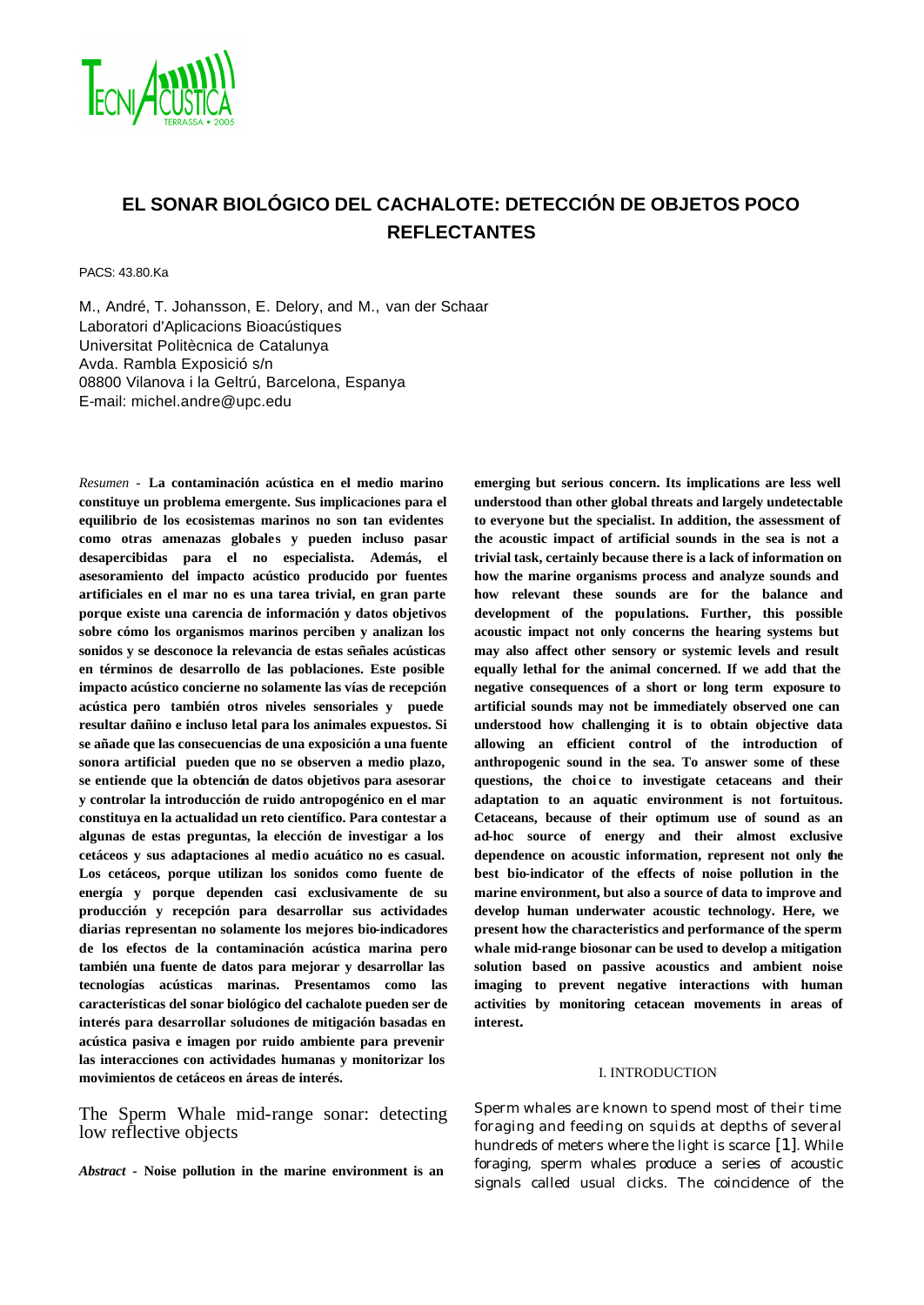# EL SONAR BIOLÓGICO DEL CACHALOTE: DETECCIÓN DE OBJETOS POCO REFLECTANTES

PACS: 43.80.Ka

M., André, T. Johansson, E. Delory, and M., van der Schaar
Laboratori d'Aplicacions Bioacústiques
Universitat Politècnica de Catalunya
Avda. Rambla Exposició s/n
08800 Vilanova i la Geltrú, Barcelona, Espanya
E-mail: michel.andre@upc.edu

*Resumen* - **La contaminación acústica en el medio marino constituye un problema emergente. Sus implicaciones para el equilibrio de los ecosistemas marinos no son tan evidentes como otras amenazas globales y pueden incluso pasar desapercibidas para el no especialista. Además, el asesoramiento del impacto acústico producido por fuentes artificiales en el mar no es una tarea trivial, en gran parte porque existe una carencia de información y datos objetivos sobre cómo los organismos marinos perciben y analizan los sonidos y se desconoce la relevancia de estas señales acústicas en términos de desarrollo de las poblaciones. Este posible impacto acústico concierne no solamente las vías de recepción acústica pero también otros niveles sensoriales y puede resultar dañino e incluso letal para los animales expuestos. Si se añade que las consecuencias de una exposición a una fuente sonora artificial pueden que no se observen a medio plazo, se entiende que la obtención de datos objetivos para asesorar y controlar la introducción de ruido antropogénico en el mar constituya en la actualidad un reto científico. Para contestar a algunas de estas preguntas, la elección de investigar a los cetáceos y sus adaptaciones al medio acuático no es casual. Los cetáceos, porque utilizan los sonidos como fuente de energía y porque dependen casi exclusivamente de su producción y recepción para desarrollar sus actividades diarias representan no solamente los mejores bio-indicadores de los efectos de la contaminación acústica marina pero también una fuente de datos para mejorar y desarrollar las tecnologías acústicas marinas. Presentamos como las características del sonar biológico del cachalote pueden ser de interés para desarrollar soluciones de mitigación basadas en acústica pasiva e imagen por ruido ambiente para prevenir las interacciones con actividades humanas y monitorizar los movimientos de cetáceos en áreas de interés.**

## The Sperm Whale mid-range sonar: detecting low reflective objects

***Abstract*** - **Noise pollution in the marine environment is an emerging but serious concern. Its implications are less well understood than other global threats and largely undetectable to everyone but the specialist. In addition, the assessment of the acoustic impact of artificial sounds in the sea is not a trivial task, certainly because there is a lack of information on how the marine organisms process and analyze sounds and how relevant these sounds are for the balance and development of the populations. Further, this possible acoustic impact not only concerns the hearing systems but may also affect other sensory or systemic levels and result equally lethal for the animal concerned. If we add that the negative consequences of a short or long term exposure to artificial sounds may not be immediately observed one can understood how challenging it is to obtain objective data allowing an efficient control of the introduction of anthropogenic sound in the sea. To answer some of these questions, the choice to investigate cetaceans and their adaptation to an aquatic environment is not fortuitous. Cetaceans, because of their optimum use of sound as an ad-hoc source of energy and their almost exclusive dependence on acoustic information, represent not only the best bio-indicator of the effects of noise pollution in the marine environment, but also a source of data to improve and develop human underwater acoustic technology. Here, we present how the characteristics and performance of the sperm whale mid-range biosonar can be used to develop a mitigation solution based on passive acoustics and ambient noise imaging to prevent negative interactions with human activities by monitoring cetacean movements in areas of interest.**

## I. INTRODUCTION

Sperm whales are known to spend most of their time foraging and feeding on squids at depths of several hundreds of meters where the light is scarce [1]. While foraging, sperm whales produce a series of acoustic signals called usual clicks. The coincidence of the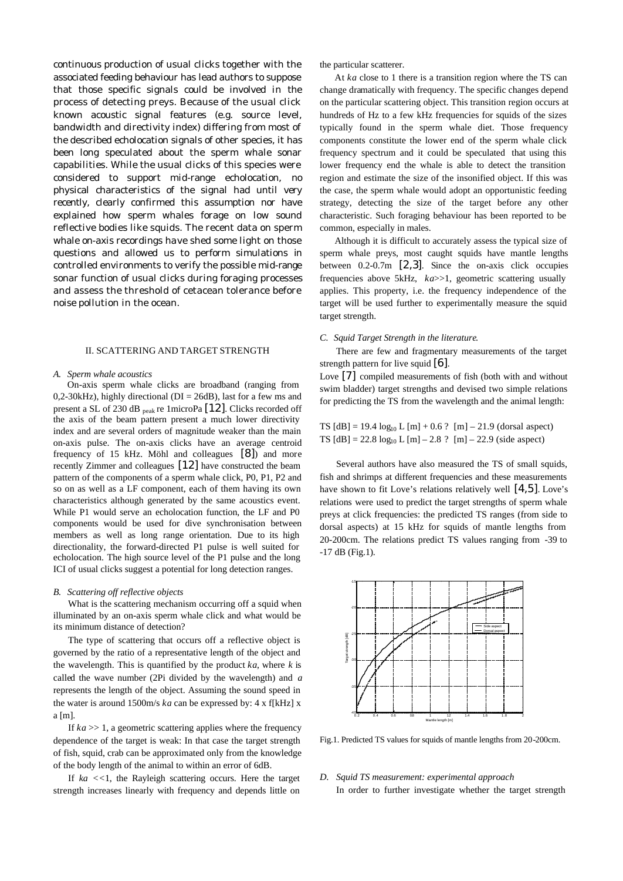continuous production of usual clicks together with the associated feeding behaviour has lead authors to suppose that those specific signals could be involved in the process of detecting preys. Because of the usual click known acoustic signal features (e.g. source level, bandwidth and directivity index) differing from most of the described echolocation signals of other species, it has been long speculated about the sperm whale sonar capabilities. While the usual clicks of this species were considered to support mid-range echolocation, no physical characteristics of the signal had until very recently, clearly confirmed this assumption nor have explained how sperm whales forage on low sound reflective bodies like squids. The recent data on sperm whale on-axis recordings have shed some light on those questions and allowed us to perform simulations in controlled environments to verify the possible mid-range sonar function of usual clicks during foraging processes and assess the threshold of cetacean tolerance before noise pollution in the ocean.

## II. SCATTERING AND TARGET STRENGTH

### *A. Sperm whale acoustics*

On-axis sperm whale clicks are broadband (ranging from 0,2-30kHz), highly directional (DI = 26dB), last for a few ms and present a SL of 230 dB $_{peak}$ re 1microPa [12]. Clicks recorded off the axis of the beam pattern present a much lower directivity index and are several orders of magnitude weaker than the main on-axis pulse. The on-axis clicks have an average centroid frequency of 15 kHz. Möhl and colleagues [8]) and more recently Zimmer and colleagues [12] have constructed the beam pattern of the components of a sperm whale click, P0, P1, P2 and so on as well as a LF component, each of them having its own characteristics although generated by the same acoustics event. While P1 would serve an echolocation function, the LF and P0 components would be used for dive synchronisation between members as well as long range orientation. Due to its high directionality, the forward-directed P1 pulse is well suited for echolocation. The high source level of the P1 pulse and the long ICI of usual clicks suggest a potential for long detection ranges.

### *B. Scattering off reflective objects*

What is the scattering mechanism occurring off a squid when illuminated by an on-axis sperm whale click and what would be its minimum distance of detection?

The type of scattering that occurs off a reflective object is governed by the ratio of a representative length of the object and the wavelength. This is quantified by the product *ka*, where *k* is called the wave number (2Pi divided by the wavelength) and *a* represents the length of the object. Assuming the sound speed in the water is around 1500m/s *ka* can be expressed by: 4 x f[kHz] x a [m].

If *ka* >> 1, a geometric scattering applies where the frequency dependence of the target is weak: In that case the target strength of fish, squid, crab can be approximated only from the knowledge of the body length of the animal to within an error of 6dB.

If *ka* <<1, the Rayleigh scattering occurs. Here the target strength increases linearly with frequency and depends little on the particular scatterer.

At *ka* close to 1 there is a transition region where the TS can change dramatically with frequency. The specific changes depend on the particular scattering object. This transition region occurs at hundreds of Hz to a few kHz frequencies for squids of the sizes typically found in the sperm whale diet. Those frequency components constitute the lower end of the sperm whale click frequency spectrum and it could be speculated that using this lower frequency end the whale is able to detect the transition region and estimate the size of the insonified object. If this was the case, the sperm whale would adopt an opportunistic feeding strategy, detecting the size of the target before any other characteristic. Such foraging behaviour has been reported to be common, especially in males.

Although it is difficult to accurately assess the typical size of sperm whale preys, most caught squids have mantle lengths between 0.2-0.7m [2,3]. Since the on-axis click occupies frequencies above 5kHz, *ka*>>1, geometric scattering usually applies. This property, i.e. the frequency independence of the target will be used further to experimentally measure the squid target strength.

### *C. Squid Target Strength in the literature.*

There are few and fragmentary measurements of the target strength pattern for live squid [6].

Love [7] compiled measurements of fish (both with and without swim bladder) target strengths and devised two simple relations for predicting the TS from the wavelength and the animal length:

TS [dB] = 19.4 $\log_{10}$ L [m] + 0.6 ? [m] – 21.9 (dorsal aspect)
TS [dB] = 22.8 $\log_{10}$ L [m] – 2.8 ? [m] – 22.9 (side aspect)

Several authors have also measured the TS of small squids, fish and shrimps at different frequencies and these measurements have shown to fit Love's relations relatively well [4,5]. Love's relations were used to predict the target strengths of sperm whale preys at click frequencies: the predicted TS ranges (from side to dorsal aspects) at 15 kHz for squids of mantle lengths from 20-200cm. The relations predict TS values ranging from -39 to -17 dB (Fig.1).

Fig.1. Predicted TS values for squids of mantle lengths from 20-200cm.

### *D. Squid TS measurement: experimental approach*

In order to further investigate whether the target strength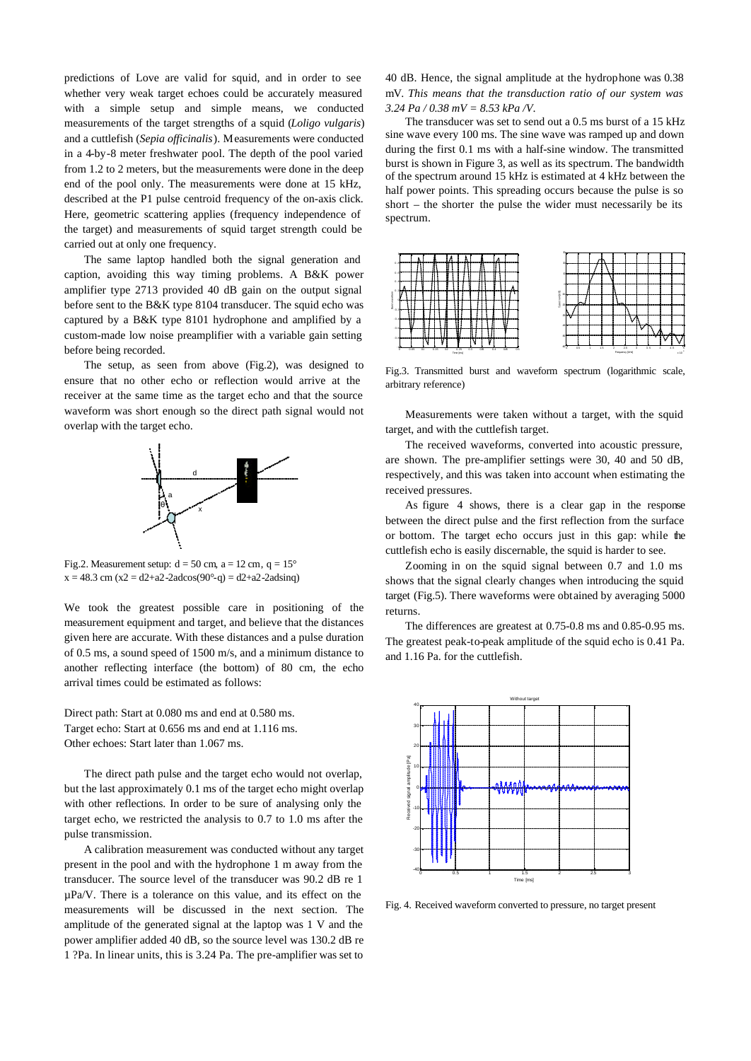predictions of Love are valid for squid, and in order to see whether very weak target echoes could be accurately measured with a simple setup and simple means, we conducted measurements of the target strengths of a squid (*Loligo vulgaris*) and a cuttlefish (*Sepia officinalis*). Measurements were conducted in a 4-by-8 meter freshwater pool. The depth of the pool varied from 1.2 to 2 meters, but the measurements were done in the deep end of the pool only. The measurements were done at 15 kHz, described at the P1 pulse centroid frequency of the on-axis click. Here, geometric scattering applies (frequency independence of the target) and measurements of squid target strength could be carried out at only one frequency.

The same laptop handled both the signal generation and caption, avoiding this way timing problems. A B&K power amplifier type 2713 provided 40 dB gain on the output signal before sent to the B&K type 8104 transducer. The squid echo was captured by a B&K type 8101 hydrophone and amplified by a custom-made low noise preamplifier with a variable gain setting before being recorded.

The setup, as seen from above (Fig.2), was designed to ensure that no other echo or reflection would arrive at the receiver at the same time as the target echo and that the source waveform was short enough so the direct path signal would not overlap with the target echo.

Fig.2. Measurement setup: d = 50 cm, a = 12 cm, q = 15°
x = 48.3 cm (x2 = d2+a2-2adcos(90°-q) = d2+a2-2adsinq)

We took the greatest possible care in positioning of the measurement equipment and target, and believe that the distances given here are accurate. With these distances and a pulse duration of 0.5 ms, a sound speed of 1500 m/s, and a minimum distance to another reflecting interface (the bottom) of 80 cm, the echo arrival times could be estimated as follows:

Direct path: Start at 0.080 ms and end at 0.580 ms.
Target echo: Start at 0.656 ms and end at 1.116 ms.
Other echoes: Start later than 1.067 ms.

The direct path pulse and the target echo would not overlap, but the last approximately 0.1 ms of the target echo might overlap with other reflections. In order to be sure of analysing only the target echo, we restricted the analysis to 0.7 to 1.0 ms after the pulse transmission.

A calibration measurement was conducted without any target present in the pool and with the hydrophone 1 m away from the transducer. The source level of the transducer was 90.2 dB re 1 µPa/V. There is a tolerance on this value, and its effect on the measurements will be discussed in the next section. The amplitude of the generated signal at the laptop was 1 V and the power amplifier added 40 dB, so the source level was 130.2 dB re 1 ?Pa. In linear units, this is 3.24 Pa. The pre-amplifier was set to 40 dB. Hence, the signal amplitude at the hydrophone was 0.38 mV. *This means that the transduction ratio of our system was 3.24 Pa / 0.38 mV = 8.53 kPa /V.*

The transducer was set to send out a 0.5 ms burst of a 15 kHz sine wave every 100 ms. The sine wave was ramped up and down during the first 0.1 ms with a half-sine window. The transmitted burst is shown in Figure 3, as well as its spectrum. The bandwidth of the spectrum around 15 kHz is estimated at 4 kHz between the half power points. This spreading occurs because the pulse is so short – the shorter the pulse the wider must necessarily be its spectrum.

Fig.3. Transmitted burst and waveform spectrum (logarithmic scale, arbitrary reference)

Measurements were taken without a target, with the squid target, and with the cuttlefish target.

The received waveforms, converted into acoustic pressure, are shown. The pre-amplifier settings were 30, 40 and 50 dB, respectively, and this was taken into account when estimating the received pressures.

As figure 4 shows, there is a clear gap in the response between the direct pulse and the first reflection from the surface or bottom. The target echo occurs just in this gap: while the cuttlefish echo is easily discernable, the squid is harder to see.

Zooming in on the squid signal between 0.7 and 1.0 ms shows that the signal clearly changes when introducing the squid target (Fig.5). There waveforms were obtained by averaging 5000 returns.

The differences are greatest at 0.75-0.8 ms and 0.85-0.95 ms. The greatest peak-to-peak amplitude of the squid echo is 0.41 Pa. and 1.16 Pa. for the cuttlefish.

Fig. 4. Received waveform converted to pressure, no target present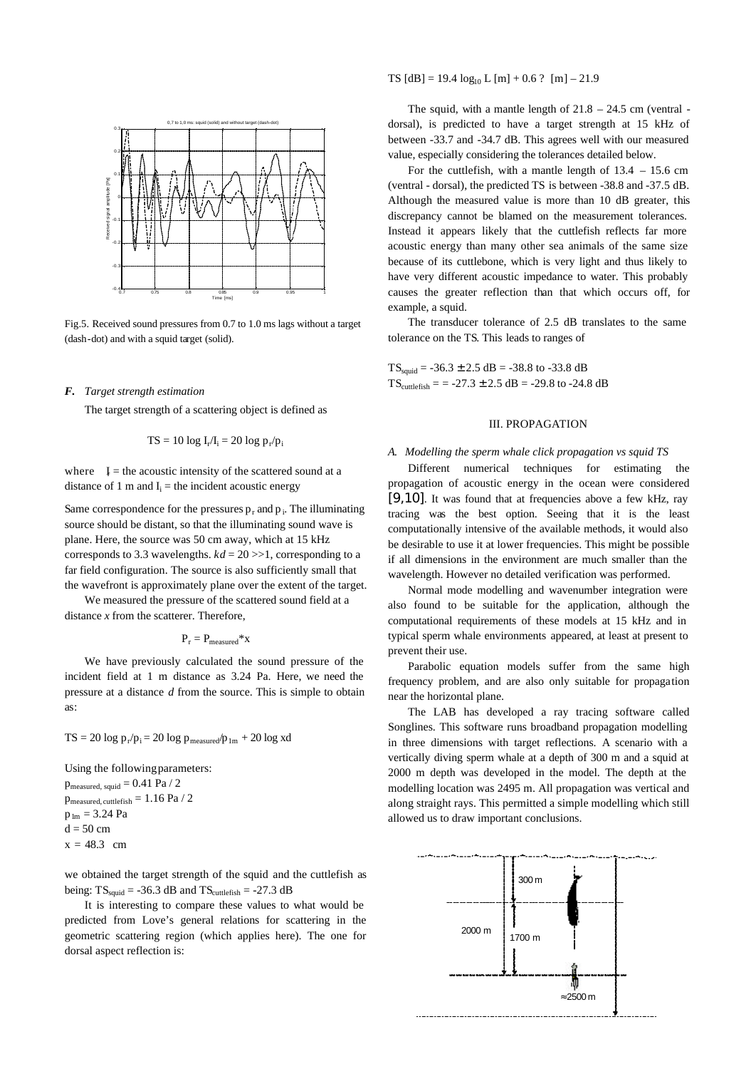Fig.5. Received sound pressures from 0.7 to 1.0 ms lags without a target (dash-dot) and with a squid target (solid).

### *F. Target strength estimation*

The target strength of a scattering object is defined as

$$TS = 10 \log I_r/I_i = 20 \log p_r/p_i$$

where $I_r$ = the acoustic intensity of the scattered sound at a distance of 1 m and $I_i$ = the incident acoustic energy

Same correspondence for the pressures $p_r$ and $p_i$. The illuminating source should be distant, so that the illuminating sound wave is plane. Here, the source was 50 cm away, which at 15 kHz corresponds to 3.3 wavelengths. $kd = 20 >> 1$, corresponding to a far field configuration. The source is also sufficiently small that the wavefront is approximately plane over the extent of the target.

We measured the pressure of the scattered sound field at a distance *x* from the scatterer. Therefore,

$$P_r = P_{measured} * x$$

We have previously calculated the sound pressure of the incident field at 1 m distance as 3.24 Pa. Here, we need the pressure at a distance *d* from the source. This is simple to obtain as:

$$TS = 20 \log p_r/p_i = 20 \log p_{measured}/p_{1m} + 20 \log xd$$

Using the following parameters:
$p_{measured,\, squid} = 0.41$ Pa / 2
$p_{measured,\, cuttlefish} = 1.16$ Pa / 2
$p_{1m} = 3.24$ Pa
$d = 50$ cm
$x = 48.3$ cm

we obtained the target strength of the squid and the cuttlefish as being: $TS_{squid} = -36.3$ dB and $TS_{cuttlefish} = -27.3$ dB

It is interesting to compare these values to what would be predicted from Love's general relations for scattering in the geometric scattering region (which applies here). The one for dorsal aspect reflection is:

$$TS\ [dB] = 19.4 \log_{10} L\ [m] + 0.6\ ?\ [m] - 21.9$$

The squid, with a mantle length of 21.8 – 24.5 cm (ventral - dorsal), is predicted to have a target strength at 15 kHz of between -33.7 and -34.7 dB. This agrees well with our measured value, especially considering the tolerances detailed below.

For the cuttlefish, with a mantle length of 13.4 – 15.6 cm (ventral - dorsal), the predicted TS is between -38.8 and -37.5 dB. Although the measured value is more than 10 dB greater, this discrepancy cannot be blamed on the measurement tolerances. Instead it appears likely that the cuttlefish reflects far more acoustic energy than many other sea animals of the same size because of its cuttlebone, which is very light and thus likely to have very different acoustic impedance to water. This probably causes the greater reflection than that which occurs off, for example, a squid.

The transducer tolerance of 2.5 dB translates to the same tolerance on the TS. This leads to ranges of

$TS_{squid} = -36.3 \pm 2.5$ dB = -38.8 to -33.8 dB
$TS_{cuttlefish} = = -27.3 \pm 2.5$ dB = -29.8 to -24.8 dB

## III. PROPAGATION

### *A. Modelling the sperm whale click propagation vs squid TS*

Different numerical techniques for estimating the propagation of acoustic energy in the ocean were considered [9,10]. It was found that at frequencies above a few kHz, ray tracing was the best option. Seeing that it is the least computationally intensive of the available methods, it would also be desirable to use it at lower frequencies. This might be possible if all dimensions in the environment are much smaller than the wavelength. However no detailed verification was performed.

Normal mode modelling and wavenumber integration were also found to be suitable for the application, although the computational requirements of these models at 15 kHz and in typical sperm whale environments appeared, at least at present to prevent their use.

Parabolic equation models suffer from the same high frequency problem, and are also only suitable for propagation near the horizontal plane.

The LAB has developed a ray tracing software called Songlines. This software runs broadband propagation modelling in three dimensions with target reflections. A scenario with a vertically diving sperm whale at a depth of 300 m and a squid at 2000 m depth was developed in the model. The depth at the modelling location was 2495 m. All propagation was vertical and along straight rays. This permitted a simple modelling which still allowed us to draw important conclusions.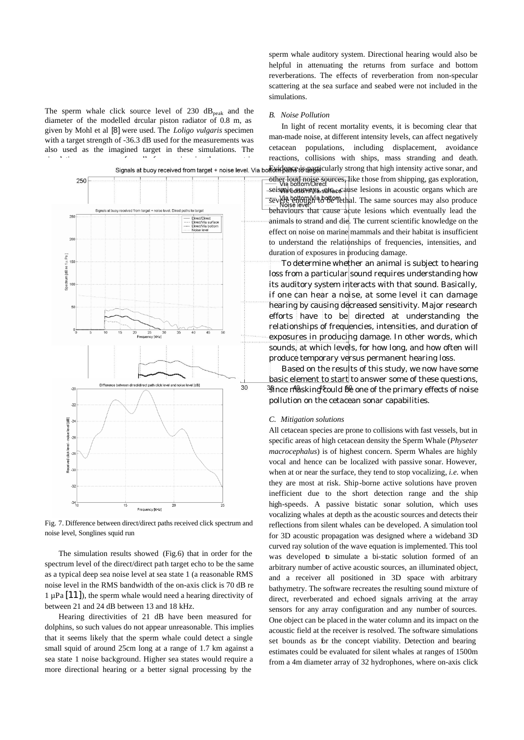The sperm whale click source level of 230 $dB_{peak}$ and the diameter of the modelled circular piston radiator of 0.8 m, as given by Mohl et al [8] were used. The *Loligo vulgaris* specimen with a target strength of -36.3 dB used for the measurements was also used as the imagined target in these simulations. The

Fig. 7. Difference between direct/direct paths received click spectrum and noise level, Songlines squid run

The simulation results showed (Fig.6) that in order for the spectrum level of the direct/direct path target echo to be the same as a typical deep sea noise level at sea state 1 (a reasonable RMS noise level in the RMS bandwidth of the on-axis click is 70 dB re 1 µPa [11]), the sperm whale would need a hearing directivity of between 21 and 24 dB between 13 and 18 kHz.

Hearing directivities of 21 dB have been measured for dolphins, so such values do not appear unreasonable. This implies that it seems likely that the sperm whale could detect a single small squid of around 25cm long at a range of 1.7 km against a sea state 1 noise background. Higher sea states would require a more directional hearing or a better signal processing by the sperm whale auditory system. Directional hearing would also be helpful in attenuating the returns from surface and bottom reverberations. The effects of reverberation from non-specular scattering at the sea surface and seabed were not included in the simulations.

### B. Noise Pollution

In light of recent mortality events, it is becoming clear that man-made noise, at different intensity levels, can affect negatively cetacean populations, including displacement, avoidance reactions, collisions with ships, mass stranding and death. Evidence is particularly strong that high intensity active sonar, and other loud noise sources, like those from shipping, gas exploration, seismic surveys, etc. cause lesions in acoustic organs which are severe enough to be lethal. The same sources may also produce behaviours that cause acute lesions which eventually lead the animals to strand and die. The current scientific knowledge on the effect on noise on marine mammals and their habitat is insufficient to understand the relationships of frequencies, intensities, and duration of exposures in producing damage.

To determine whether an animal is subject to hearing loss from a particular sound requires understanding how its auditory system interacts with that sound. Basically, if one can hear a noise, at some level it can damage hearing by causing decreased sensitivity. Major research efforts have to be directed at understanding the relationships of frequencies, intensities, and duration of exposures in producing damage. In other words, which sounds, at which levels, for how long, and how often will produce temporary versus permanent hearing loss.

Based on the results of this study, we now have some basic element to start to answer some of these questions, since masking could be one of the primary effects of noise pollution on the cetacean sonar capabilities.

### C. Mitigation solutions

All cetacean species are prone to collisions with fast vessels, but in specific areas of high cetacean density the Sperm Whale (*Physeter macrocephalus*) is of highest concern. Sperm Whales are highly vocal and hence can be localized with passive sonar. However, when at or near the surface, they tend to stop vocalizing, *i.e.* when they are most at risk. Ship-borne active solutions have proven inefficient due to the short detection range and the ship high-speeds. A passive bistatic sonar solution, which uses vocalizing whales at depth as the acoustic sources and detects their reflections from silent whales can be developed. A simulation tool for 3D acoustic propagation was designed where a wideband 3D curved ray solution of the wave equation is implemented. This tool was developed to simulate a bi-static solution formed of an arbitrary number of active acoustic sources, an illuminated object, and a receiver all positioned in 3D space with arbitrary bathymetry. The software recreates the resulting sound mixture of direct, reverberated and echoed signals arriving at the array sensors for any array configuration and any number of sources. One object can be placed in the water column and its impact on the acoustic field at the receiver is resolved. The software simulations set bounds as for the concept viability. Detection and bearing estimates could be evaluated for silent whales at ranges of 1500m from a 4m diameter array of 32 hydrophones, where on-axis click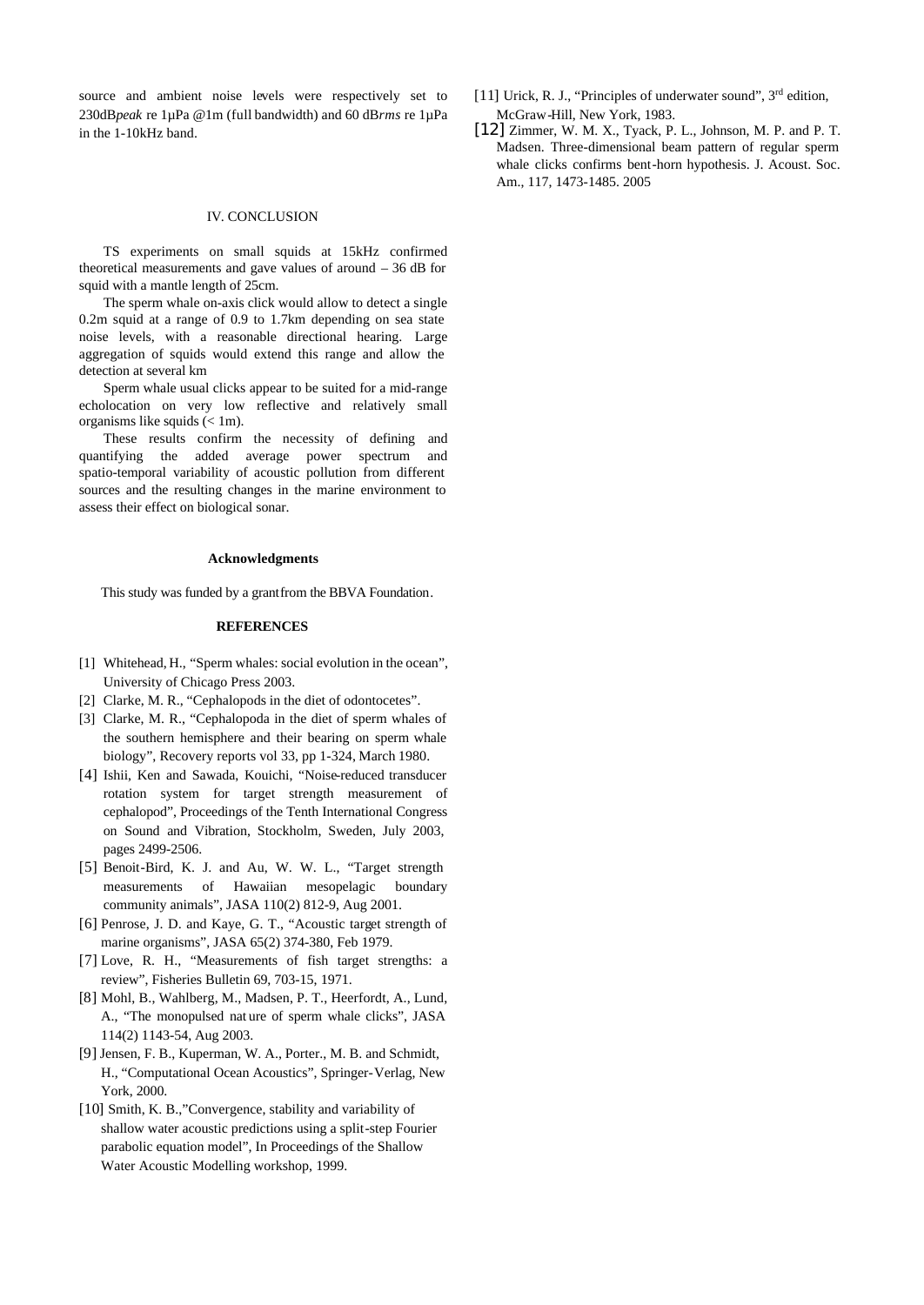source and ambient noise levels were respectively set to 230dB*peak* re 1µPa @1m (full bandwidth) and 60 dB*rms* re 1µPa in the 1-10kHz band.

## IV. CONCLUSION

TS experiments on small squids at 15kHz confirmed theoretical measurements and gave values of around – 36 dB for squid with a mantle length of 25cm.

The sperm whale on-axis click would allow to detect a single 0.2m squid at a range of 0.9 to 1.7km depending on sea state noise levels, with a reasonable directional hearing. Large aggregation of squids would extend this range and allow the detection at several km

Sperm whale usual clicks appear to be suited for a mid-range echolocation on very low reflective and relatively small organisms like squids (< 1m).

These results confirm the necessity of defining and quantifying the added average power spectrum and spatio-temporal variability of acoustic pollution from different sources and the resulting changes in the marine environment to assess their effect on biological sonar.

### Acknowledgments

This study was funded by a grant from the BBVA Foundation.

### REFERENCES

[1] Whitehead, H., "Sperm whales: social evolution in the ocean", University of Chicago Press 2003.

[2] Clarke, M. R., "Cephalopods in the diet of odontocetes".

[3] Clarke, M. R., "Cephalopoda in the diet of sperm whales of the southern hemisphere and their bearing on sperm whale biology", Recovery reports vol 33, pp 1-324, March 1980.

[4] Ishii, Ken and Sawada, Kouichi, "Noise-reduced transducer rotation system for target strength measurement of cephalopod", Proceedings of the Tenth International Congress on Sound and Vibration, Stockholm, Sweden, July 2003, pages 2499-2506.

[5] Benoit-Bird, K. J. and Au, W. W. L., "Target strength measurements of Hawaiian mesopelagic boundary community animals", JASA 110(2) 812-9, Aug 2001.

[6] Penrose, J. D. and Kaye, G. T., "Acoustic target strength of marine organisms", JASA 65(2) 374-380, Feb 1979.

[7] Love, R. H., "Measurements of fish target strengths: a review", Fisheries Bulletin 69, 703-15, 1971.

[8] Mohl, B., Wahlberg, M., Madsen, P. T., Heerfordt, A., Lund, A., "The monopulsed nat ure of sperm whale clicks", JASA 114(2) 1143-54, Aug 2003.

[9] Jensen, F. B., Kuperman, W. A., Porter., M. B. and Schmidt, H., "Computational Ocean Acoustics", Springer-Verlag, New York, 2000.

[10] Smith, K. B.,"Convergence, stability and variability of shallow water acoustic predictions using a split-step Fourier parabolic equation model", In Proceedings of the Shallow Water Acoustic Modelling workshop, 1999.

[11] Urick, R. J., "Principles of underwater sound", 3rd edition, McGraw-Hill, New York, 1983.

[12] Zimmer, W. M. X., Tyack, P. L., Johnson, M. P. and P. T. Madsen. Three-dimensional beam pattern of regular sperm whale clicks confirms bent-horn hypothesis. J. Acoust. Soc. Am., 117, 1473-1485. 2005